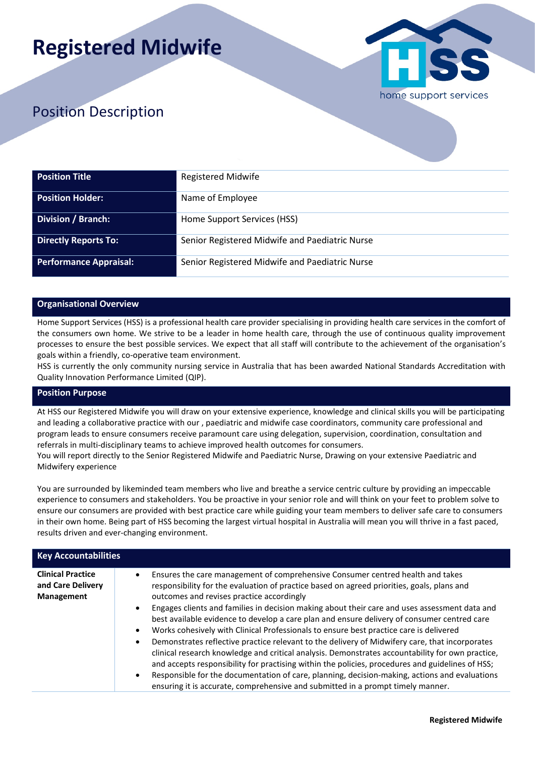# Registered Midwife

## Position Description

| Position Title | Registered Midwife |
|---|---|
| **Position Holder:** | Name of Employee |
| **Division / Branch:** | Home Support Services (HSS) |
| **Directly Reports To:** | Senior Registered Midwife and Paediatric Nurse |
| **Performance Appraisal:** | Senior Registered Midwife and Paediatric Nurse |

### Organisational Overview

Home Support Services (HSS) is a professional health care provider specialising in providing health care services in the comfort of the consumers own home. We strive to be a leader in home health care, through the use of continuous quality improvement processes to ensure the best possible services. We expect that all staff will contribute to the achievement of the organisation's goals within a friendly, co-operative team environment.
HSS is currently the only community nursing service in Australia that has been awarded National Standards Accreditation with Quality Innovation Performance Limited (QIP).

### Position Purpose

At HSS our Registered Midwife you will draw on your extensive experience, knowledge and clinical skills you will be participating and leading a collaborative practice with our , paediatric and midwife case coordinators, community care professional and program leads to ensure consumers receive paramount care using delegation, supervision, coordination, consultation and referrals in multi-disciplinary teams to achieve improved health outcomes for consumers.
You will report directly to the Senior Registered Midwife and Paediatric Nurse, Drawing on your extensive Paediatric and Midwifery experience

You are surrounded by likeminded team members who live and breathe a service centric culture by providing an impeccable experience to consumers and stakeholders. You be proactive in your senior role and will think on your feet to problem solve to ensure our consumers are provided with best practice care while guiding your team members to deliver safe care to consumers in their own home. Being part of HSS becoming the largest virtual hospital in Australia will mean you will thrive in a fast paced, results driven and ever-changing environment.

### Key Accountabilities

| **Clinical Practice and Care Delivery Management** | • Ensures the care management of comprehensive Consumer centred health and takes responsibility for the evaluation of practice based on agreed priorities, goals, plans and outcomes and revises practice accordingly<br>• Engages clients and families in decision making about their care and uses assessment data and best available evidence to develop a care plan and ensure delivery of consumer centred care<br>• Works cohesively with Clinical Professionals to ensure best practice care is delivered<br>• Demonstrates reflective practice relevant to the delivery of Midwifery care, that incorporates clinical research knowledge and critical analysis. Demonstrates accountability for own practice, and accepts responsibility for practising within the policies, procedures and guidelines of HSS;<br>• Responsible for the documentation of care, planning, decision-making, actions and evaluations ensuring it is accurate, comprehensive and submitted in a prompt timely manner. |
|---|---|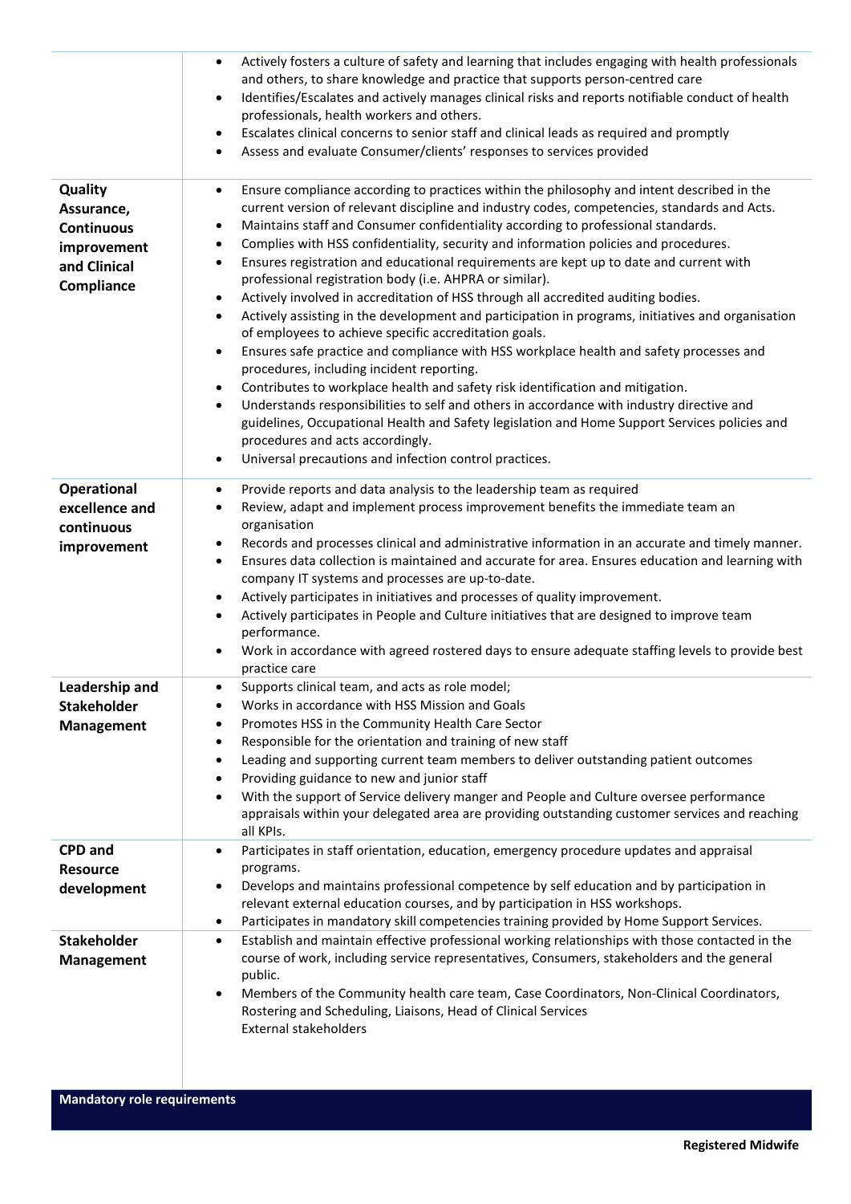| | |
|---|---|
| | • Actively fosters a culture of safety and learning that includes engaging with health professionals and others, to share knowledge and practice that supports person-centred care<br>• Identifies/Escalates and actively manages clinical risks and reports notifiable conduct of health professionals, health workers and others.<br>• Escalates clinical concerns to senior staff and clinical leads as required and promptly<br>• Assess and evaluate Consumer/clients' responses to services provided |
| **Quality Assurance, Continuous improvement and Clinical Compliance** | • Ensure compliance according to practices within the philosophy and intent described in the current version of relevant discipline and industry codes, competencies, standards and Acts.<br>• Maintains staff and Consumer confidentiality according to professional standards.<br>• Complies with HSS confidentiality, security and information policies and procedures.<br>• Ensures registration and educational requirements are kept up to date and current with professional registration body (i.e. AHPRA or similar).<br>• Actively involved in accreditation of HSS through all accredited auditing bodies.<br>• Actively assisting in the development and participation in programs, initiatives and organisation of employees to achieve specific accreditation goals.<br>• Ensures safe practice and compliance with HSS workplace health and safety processes and procedures, including incident reporting.<br>• Contributes to workplace health and safety risk identification and mitigation.<br>• Understands responsibilities to self and others in accordance with industry directive and guidelines, Occupational Health and Safety legislation and Home Support Services policies and procedures and acts accordingly.<br>• Universal precautions and infection control practices. |
| **Operational excellence and continuous improvement** | • Provide reports and data analysis to the leadership team as required<br>• Review, adapt and implement process improvement benefits the immediate team an organisation<br>• Records and processes clinical and administrative information in an accurate and timely manner.<br>• Ensures data collection is maintained and accurate for area. Ensures education and learning with company IT systems and processes are up-to-date.<br>• Actively participates in initiatives and processes of quality improvement.<br>• Actively participates in People and Culture initiatives that are designed to improve team performance.<br>• Work in accordance with agreed rostered days to ensure adequate staffing levels to provide best practice care |
| **Leadership and Stakeholder Management** | • Supports clinical team, and acts as role model;<br>• Works in accordance with HSS Mission and Goals<br>• Promotes HSS in the Community Health Care Sector<br>• Responsible for the orientation and training of new staff<br>• Leading and supporting current team members to deliver outstanding patient outcomes<br>• Providing guidance to new and junior staff<br>• With the support of Service delivery manger and People and Culture oversee performance appraisals within your delegated area are providing outstanding customer services and reaching all KPIs. |
| **CPD and Resource development** | • Participates in staff orientation, education, emergency procedure updates and appraisal programs.<br>• Develops and maintains professional competence by self education and by participation in relevant external education courses, and by participation in HSS workshops.<br>• Participates in mandatory skill competencies training provided by Home Support Services. |
| **Stakeholder Management** | • Establish and maintain effective professional working relationships with those contacted in the course of work, including service representatives, Consumers, stakeholders and the general public.<br>• Members of the Community health care team, Case Coordinators, Non-Clinical Coordinators, Rostering and Scheduling, Liaisons, Head of Clinical Services<br>External stakeholders |

**Mandatory role requirements**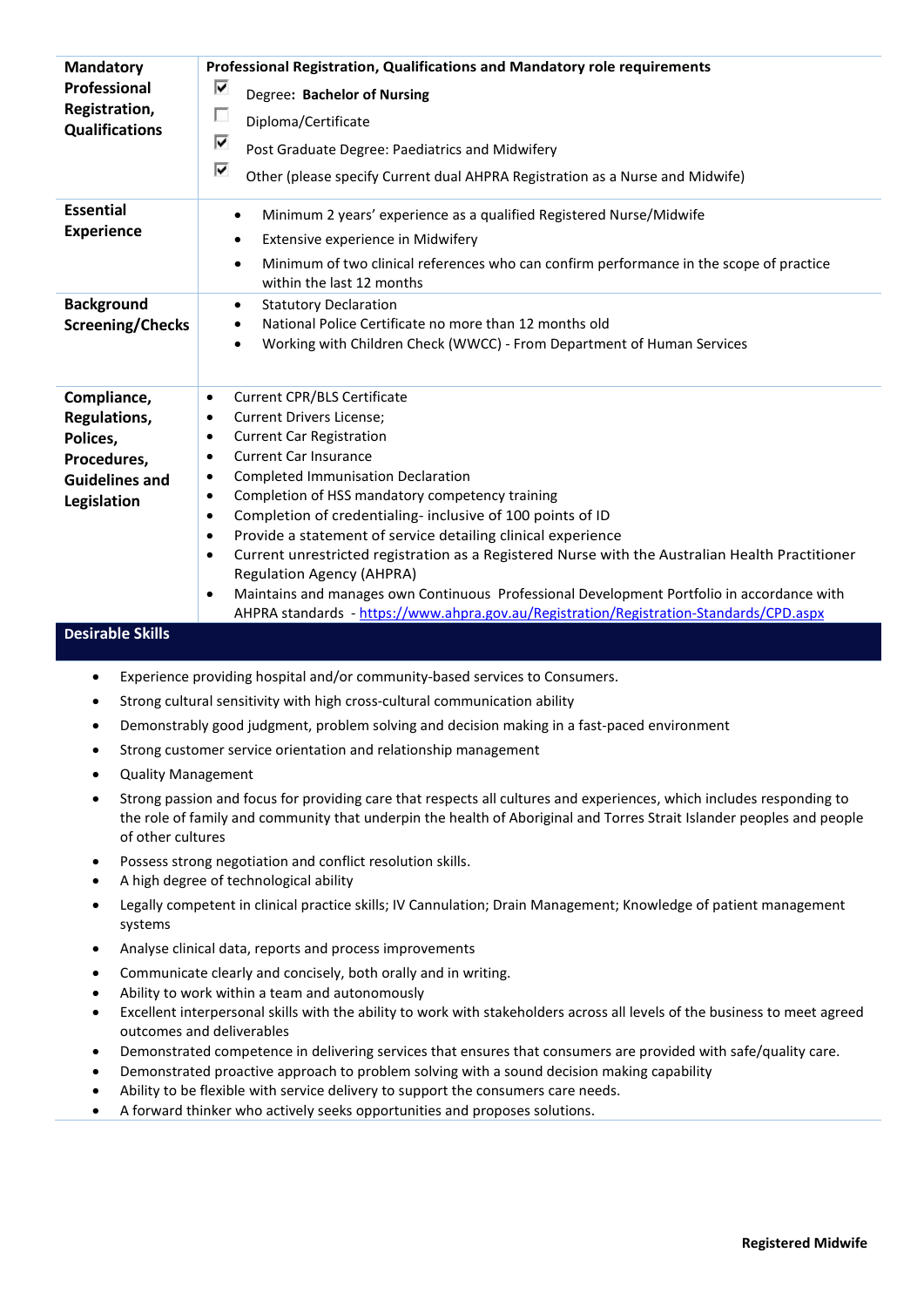| | |
|---|---|
| **Mandatory Professional Registration, Qualifications** | **Professional Registration, Qualifications and Mandatory role requirements**<br>☑ Degree**: Bachelor of Nursing**<br>☐ Diploma/Certificate<br>☑ Post Graduate Degree: Paediatrics and Midwifery<br>☑ Other (please specify Current dual AHPRA Registration as a Nurse and Midwife) |
| **Essential Experience** | • Minimum 2 years' experience as a qualified Registered Nurse/Midwife<br>• Extensive experience in Midwifery<br>• Minimum of two clinical references who can confirm performance in the scope of practice within the last 12 months |
| **Background Screening/Checks** | • Statutory Declaration<br>• National Police Certificate no more than 12 months old<br>• Working with Children Check (WWCC) - From Department of Human Services |
| **Compliance, Regulations, Polices, Procedures, Guidelines and Legislation** | • Current CPR/BLS Certificate<br>• Current Drivers License;<br>• Current Car Registration<br>• Current Car Insurance<br>• Completed Immunisation Declaration<br>• Completion of HSS mandatory competency training<br>• Completion of credentialing- inclusive of 100 points of ID<br>• Provide a statement of service detailing clinical experience<br>• Current unrestricted registration as a Registered Nurse with the Australian Health Practitioner Regulation Agency (AHPRA)<br>• Maintains and manages own Continuous Professional Development Portfolio in accordance with AHPRA standards - https://www.ahpra.gov.au/Registration/Registration-Standards/CPD.aspx |

## Desirable Skills

- Experience providing hospital and/or community-based services to Consumers.
- Strong cultural sensitivity with high cross-cultural communication ability
- Demonstrably good judgment, problem solving and decision making in a fast-paced environment
- Strong customer service orientation and relationship management
- Quality Management
- Strong passion and focus for providing care that respects all cultures and experiences, which includes responding to the role of family and community that underpin the health of Aboriginal and Torres Strait Islander peoples and people of other cultures
- Possess strong negotiation and conflict resolution skills.
- A high degree of technological ability
- Legally competent in clinical practice skills; IV Cannulation; Drain Management; Knowledge of patient management systems
- Analyse clinical data, reports and process improvements
- Communicate clearly and concisely, both orally and in writing.
- Ability to work within a team and autonomously
- Excellent interpersonal skills with the ability to work with stakeholders across all levels of the business to meet agreed outcomes and deliverables
- Demonstrated competence in delivering services that ensures that consumers are provided with safe/quality care.
- Demonstrated proactive approach to problem solving with a sound decision making capability
- Ability to be flexible with service delivery to support the consumers care needs.
- A forward thinker who actively seeks opportunities and proposes solutions.